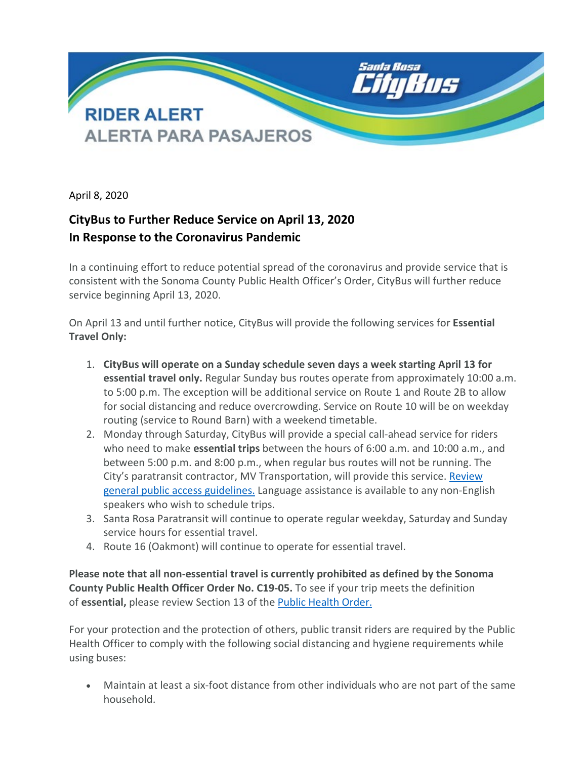Santa Rosa CityBus

**RIDER ALERT**
**ALERTA PARA PASAJEROS**

April 8, 2020

## CityBus to Further Reduce Service on April 13, 2020 In Response to the Coronavirus Pandemic

In a continuing effort to reduce potential spread of the coronavirus and provide service that is consistent with the Sonoma County Public Health Officer's Order, CityBus will further reduce service beginning April 13, 2020.

On April 13 and until further notice, CityBus will provide the following services for **Essential Travel Only:**

1. **CityBus will operate on a Sunday schedule seven days a week starting April 13 for essential travel only.** Regular Sunday bus routes operate from approximately 10:00 a.m. to 5:00 p.m. The exception will be additional service on Route 1 and Route 2B to allow for social distancing and reduce overcrowding. Service on Route 10 will be on weekday routing (service to Round Barn) with a weekend timetable.
2. Monday through Saturday, CityBus will provide a special call-ahead service for riders who need to make **essential trips** between the hours of 6:00 a.m. and 10:00 a.m., and between 5:00 p.m. and 8:00 p.m., when regular bus routes will not be running. The City's paratransit contractor, MV Transportation, will provide this service. Review general public access guidelines. Language assistance is available to any non-English speakers who wish to schedule trips.
3. Santa Rosa Paratransit will continue to operate regular weekday, Saturday and Sunday service hours for essential travel.
4. Route 16 (Oakmont) will continue to operate for essential travel.

**Please note that all non-essential travel is currently prohibited as defined by the Sonoma County Public Health Officer Order No. C19-05.** To see if your trip meets the definition of **essential,** please review Section 13 of the Public Health Order.

For your protection and the protection of others, public transit riders are required by the Public Health Officer to comply with the following social distancing and hygiene requirements while using buses:

- Maintain at least a six-foot distance from other individuals who are not part of the same household.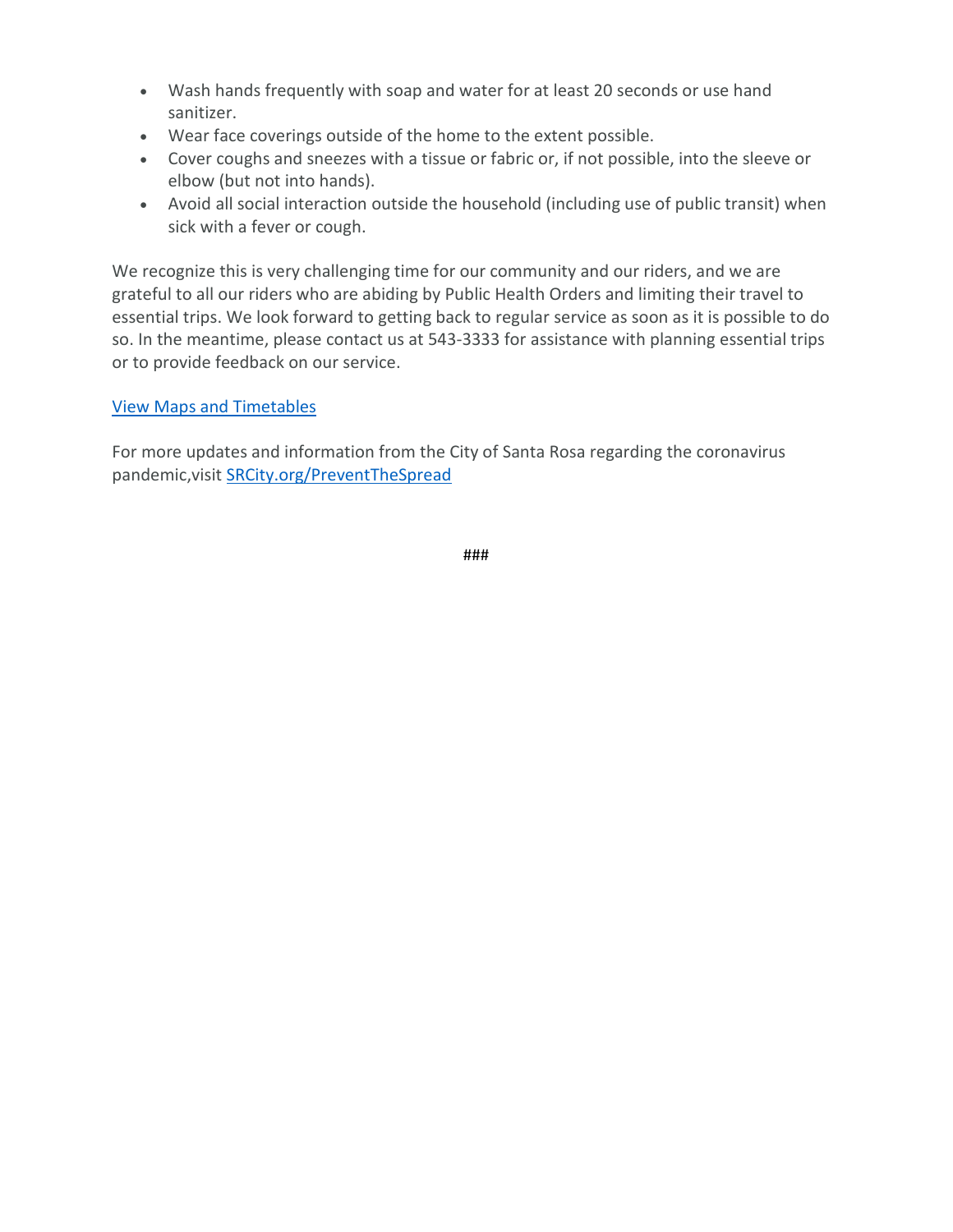- Wash hands frequently with soap and water for at least 20 seconds or use hand sanitizer.
- Wear face coverings outside of the home to the extent possible.
- Cover coughs and sneezes with a tissue or fabric or, if not possible, into the sleeve or elbow (but not into hands).
- Avoid all social interaction outside the household (including use of public transit) when sick with a fever or cough.

We recognize this is very challenging time for our community and our riders, and we are grateful to all our riders who are abiding by Public Health Orders and limiting their travel to essential trips. We look forward to getting back to regular service as soon as it is possible to do so. In the meantime, please contact us at 543-3333 for assistance with planning essential trips or to provide feedback on our service.

View Maps and Timetables

For more updates and information from the City of Santa Rosa regarding the coronavirus pandemic,visit SRCity.org/PreventTheSpread

###